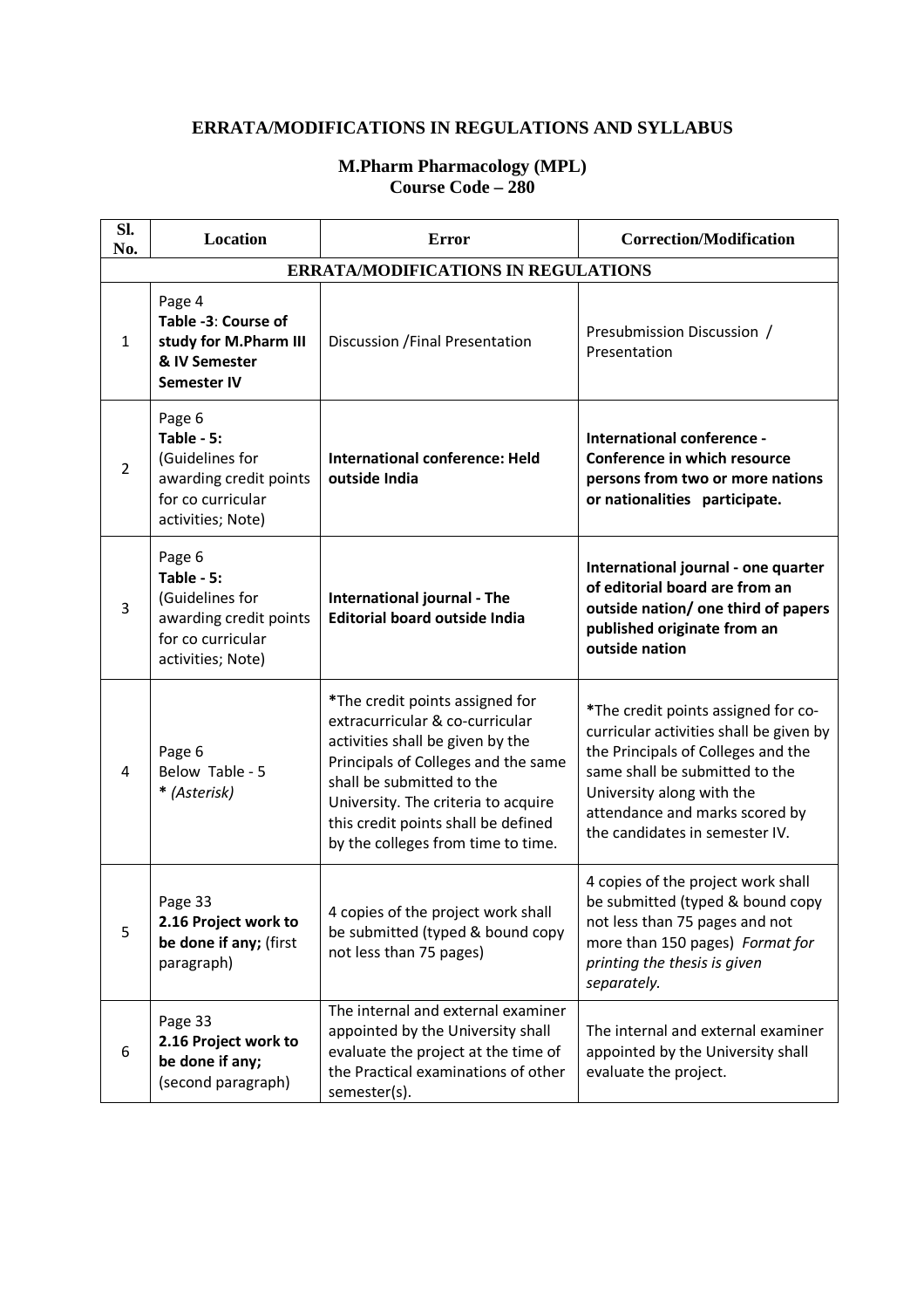# ERRATA/MODIFICATIONS IN REGULATIONS AND SYLLABUS

## M.Pharm Pharmacology (MPL)
## Course Code – 280

| Sl. No. | Location | Error | Correction/Modification |
|---|---|---|---|
| **ERRATA/MODIFICATIONS IN REGULATIONS** | | | |
| 1 | Page 4 **Table -3**: **Course of study for M.Pharm III & IV Semester Semester IV** | Discussion /Final Presentation | Presubmission Discussion / Presentation |
| 2 | Page 6 **Table - 5:** (Guidelines for awarding credit points for co curricular activities; Note) | **International conference: Held outside India** | **International conference - Conference in which resource persons from two or more nations or nationalities participate.** |
| 3 | Page 6 **Table - 5:** (Guidelines for awarding credit points for co curricular activities; Note) | **International journal - The Editorial board outside India** | **International journal - one quarter of editorial board are from an outside nation/ one third of papers published originate from an outside nation** |
| 4 | Page 6 Below Table - 5 * *(Asterisk)* | *The credit points assigned for extracurricular & co-curricular activities shall be given by the Principals of Colleges and the same shall be submitted to the University. The criteria to acquire this credit points shall be defined by the colleges from time to time. | *The credit points assigned for co-curricular activities shall be given by the Principals of Colleges and the same shall be submitted to the University along with the attendance and marks scored by the candidates in semester IV. |
| 5 | Page 33 **2.16 Project work to be done if any;** (first paragraph) | 4 copies of the project work shall be submitted (typed & bound copy not less than 75 pages) | 4 copies of the project work shall be submitted (typed & bound copy not less than 75 pages and not more than 150 pages) *Format for printing the thesis is given separately.* |
| 6 | Page 33 **2.16 Project work to be done if any;** (second paragraph) | The internal and external examiner appointed by the University shall evaluate the project at the time of the Practical examinations of other semester(s). | The internal and external examiner appointed by the University shall evaluate the project. |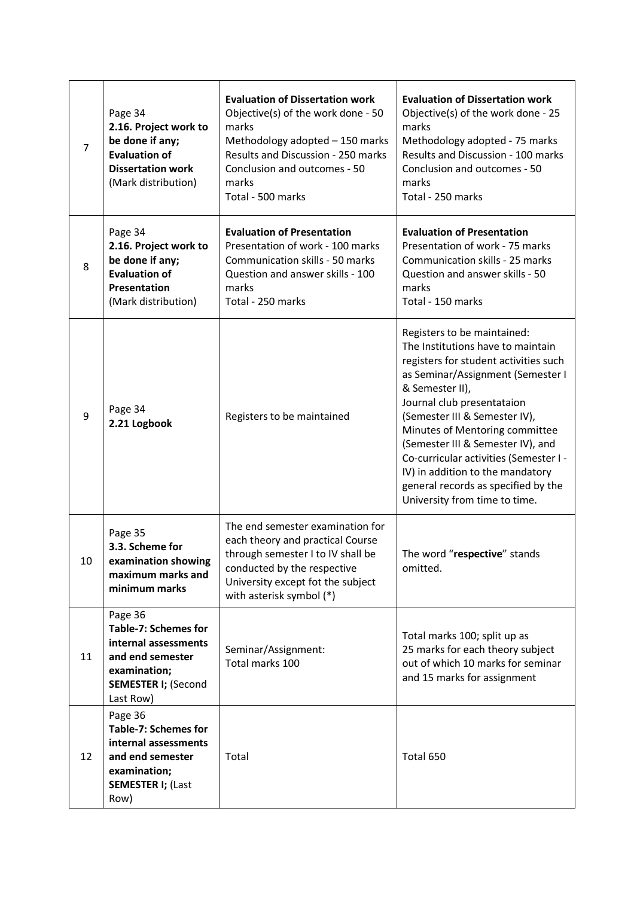| 7 | Page 34 **2.16. Project work to be done if any; Evaluation of Dissertation work** (Mark distribution) | **Evaluation of Dissertation work** Objective(s) of the work done - 50 marks Methodology adopted – 150 marks Results and Discussion - 250 marks Conclusion and outcomes - 50 marks Total - 500 marks | **Evaluation of Dissertation work** Objective(s) of the work done - 25 marks Methodology adopted - 75 marks Results and Discussion - 100 marks Conclusion and outcomes - 50 marks Total - 250 marks |
|---|---|---|---|
| 8 | Page 34 **2.16. Project work to be done if any; Evaluation of Presentation** (Mark distribution) | **Evaluation of Presentation** Presentation of work - 100 marks Communication skills - 50 marks Question and answer skills - 100 marks Total - 250 marks | **Evaluation of Presentation** Presentation of work - 75 marks Communication skills - 25 marks Question and answer skills - 50 marks Total - 150 marks |
| 9 | Page 34 **2.21 Logbook** | Registers to be maintained | Registers to be maintained: The Institutions have to maintain registers for student activities such as Seminar/Assignment (Semester I & Semester II), Journal club presentataion (Semester III & Semester IV), Minutes of Mentoring committee (Semester III & Semester IV), and Co-curricular activities (Semester I - IV) in addition to the mandatory general records as specified by the University from time to time. |
| 10 | Page 35 **3.3. Scheme for examination showing maximum marks and minimum marks** | The end semester examination for each theory and practical Course through semester I to IV shall be conducted by the respective University except fot the subject with asterisk symbol (*) | The word "**respective**" stands omitted. |
| 11 | Page 36 **Table-7: Schemes for internal assessments and end semester examination; SEMESTER I;** (Second Last Row) | Seminar/Assignment: Total marks 100 | Total marks 100; split up as 25 marks for each theory subject out of which 10 marks for seminar and 15 marks for assignment |
| 12 | Page 36 **Table-7: Schemes for internal assessments and end semester examination; SEMESTER I;** (Last Row) | Total | Total 650 |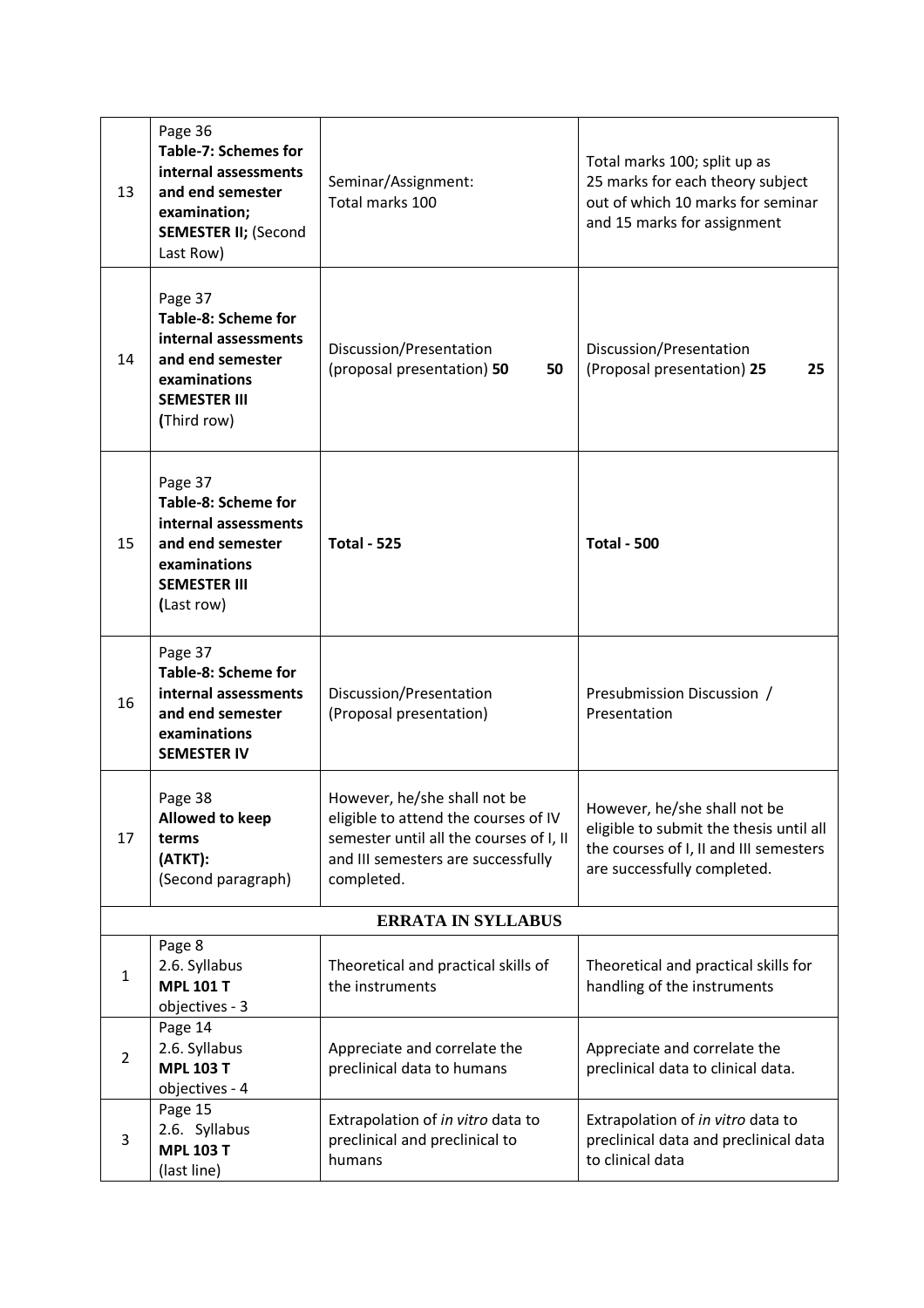| | | | |
|---|---|---|---|
| 13 | Page 36 **Table-7: Schemes for internal assessments and end semester examination; SEMESTER II;** (Second Last Row) | Seminar/Assignment: Total marks 100 | Total marks 100; split up as 25 marks for each theory subject out of which 10 marks for seminar and 15 marks for assignment |
| 14 | Page 37 **Table-8: Scheme for internal assessments and end semester examinations SEMESTER III** **(**Third row) | Discussion/Presentation (proposal presentation) **50** **50** | Discussion/Presentation (Proposal presentation) **25** **25** |
| 15 | Page 37 **Table-8: Scheme for internal assessments and end semester examinations SEMESTER III** **(**Last row) | **Total - 525** | **Total - 500** |
| 16 | Page 37 **Table-8: Scheme for internal assessments and end semester examinations SEMESTER IV** | Discussion/Presentation (Proposal presentation) | Presubmission Discussion / Presentation |
| 17 | Page 38 **Allowed to keep terms (ATKT):** (Second paragraph) | However, he/she shall not be eligible to attend the courses of IV semester until all the courses of I, II and III semesters are successfully completed. | However, he/she shall not be eligible to submit the thesis until all the courses of I, II and III semesters are successfully completed. |
| **ERRATA IN SYLLABUS** | | | |
| 1 | Page 8 2.6. Syllabus **MPL 101 T** objectives - 3 | Theoretical and practical skills of the instruments | Theoretical and practical skills for handling of the instruments |
| 2 | Page 14 2.6. Syllabus **MPL 103 T** objectives - 4 | Appreciate and correlate the preclinical data to humans | Appreciate and correlate the preclinical data to clinical data. |
| 3 | Page 15 2.6. Syllabus **MPL 103 T** (last line) | Extrapolation of *in vitro* data to preclinical and preclinical to humans | Extrapolation of *in vitro* data to preclinical data and preclinical data to clinical data |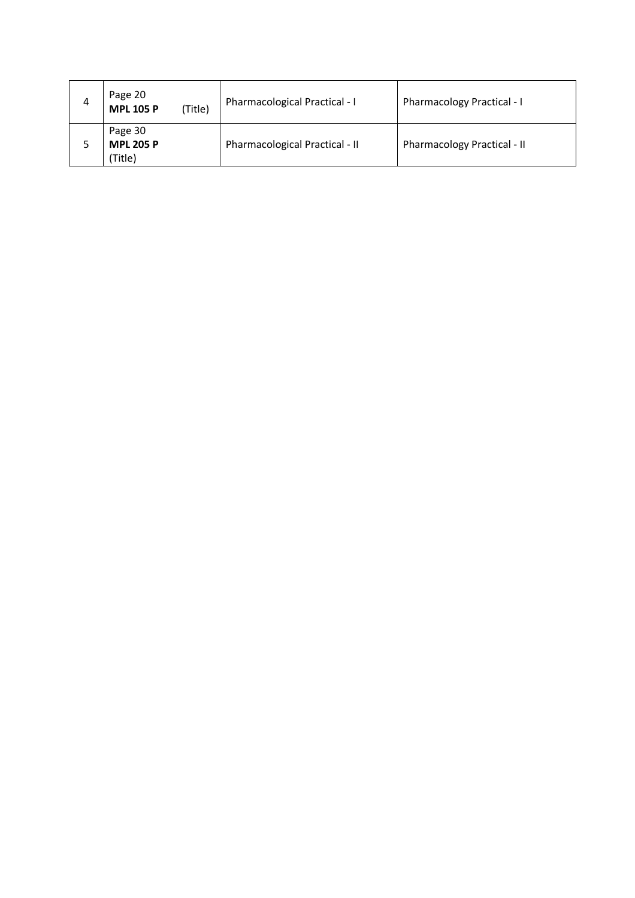| | | | |
|---|---|---|---|
| 4 | Page 20 **MPL 105 P** (Title) | Pharmacological Practical - I | Pharmacology Practical - I |
| 5 | Page 30 **MPL 205 P** (Title) | Pharmacological Practical - II | Pharmacology Practical - II |